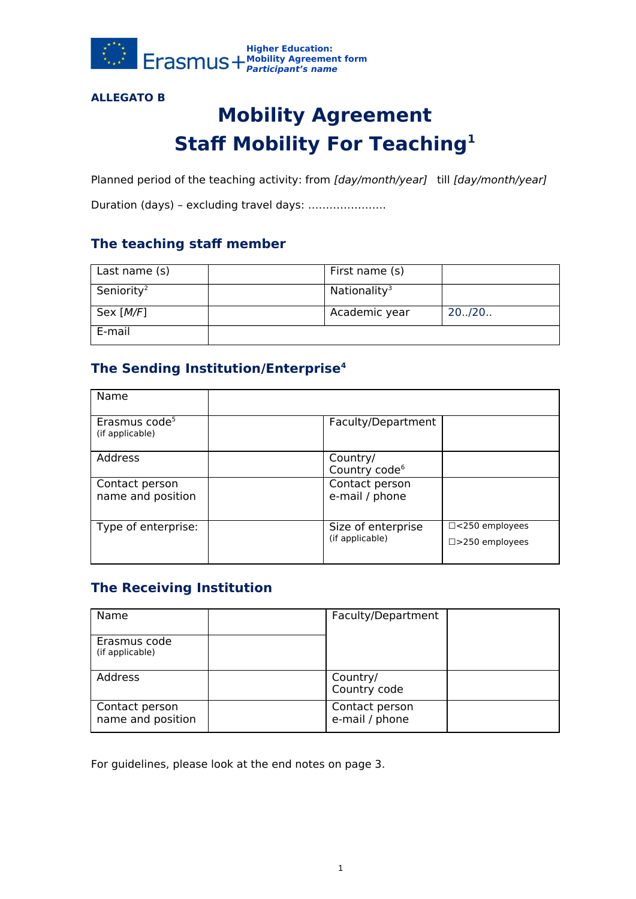**ALLEGATO B**

# Mobility Agreement
# Staff Mobility For Teaching[1]

Planned period of the teaching activity: from *[day/month/year]* till *[day/month/year]*

Duration (days) – excluding travel days: ………………….

## The teaching staff member

| | | | |
|---|---|---|---|
| Last name (s) | | First name (s) | |
| Seniority[2] | | Nationality[3] | |
| Sex *[M/F]* | | Academic year | 20../20.. |
| E-mail | | | |

## The Sending Institution/Enterprise[4]

| | | | |
|---|---|---|---|
| Name | | | |
| Erasmus code[5] (if applicable) | | Faculty/Department | |
| Address | | Country/ Country code[6] | |
| Contact person name and position | | Contact person e-mail / phone | |
| Type of enterprise: | | Size of enterprise (if applicable) | ☐<250 employees ☐>250 employees |

## The Receiving Institution

| | | | |
|---|---|---|---|
| Name | | Faculty/Department | |
| Erasmus code (if applicable) | | | |
| Address | | Country/ Country code | |
| Contact person name and position | | Contact person e-mail / phone | |

For guidelines, please look at the end notes on page 3.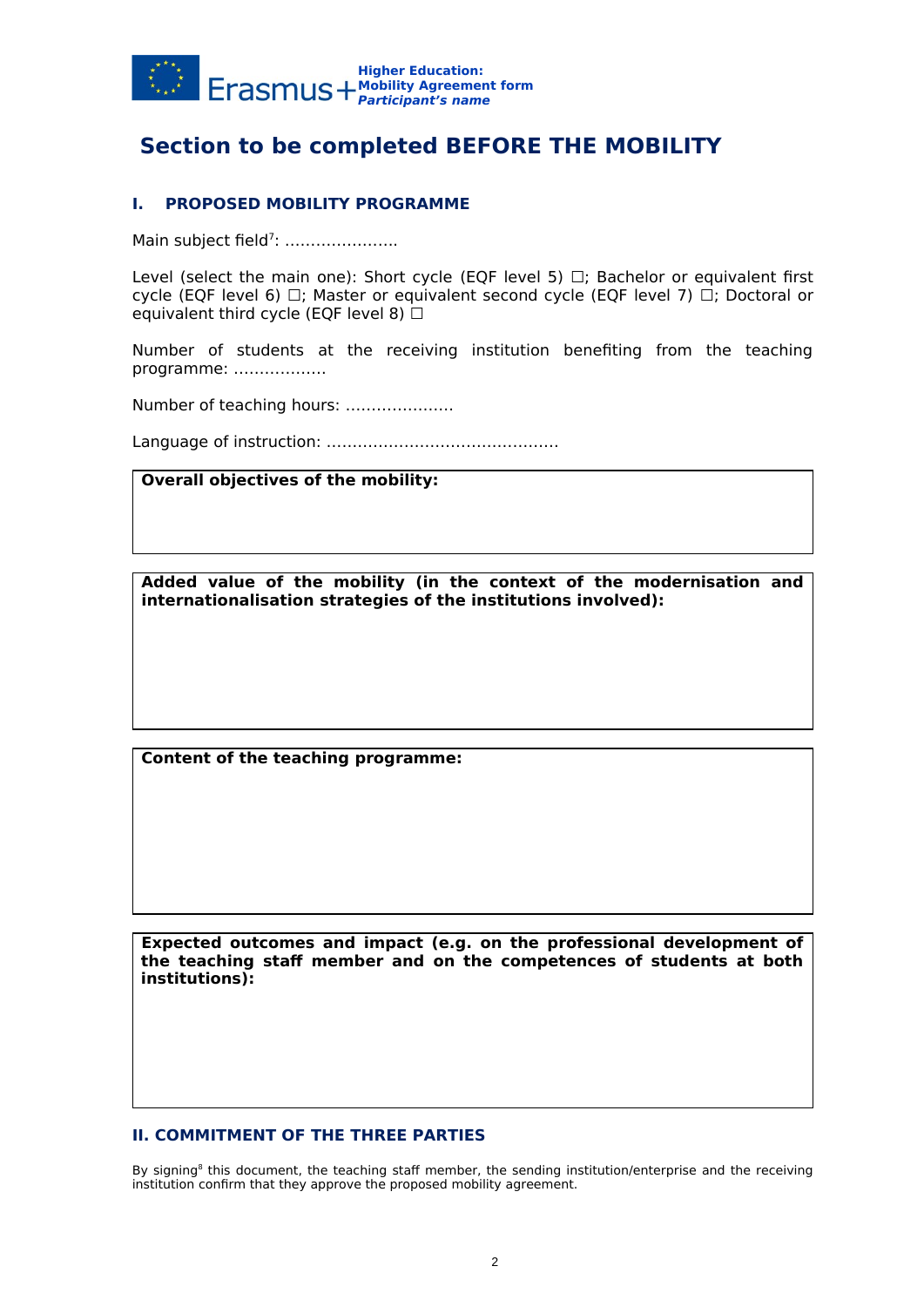# Section to be completed BEFORE THE MOBILITY

## I. PROPOSED MOBILITY PROGRAMME

Main subject field[7]: ………………….

Level (select the main one): Short cycle (EQF level 5) ☐; Bachelor or equivalent first cycle (EQF level 6) ☐; Master or equivalent second cycle (EQF level 7) ☐; Doctoral or equivalent third cycle (EQF level 8) ☐

Number of students at the receiving institution benefiting from the teaching programme: ………………

Number of teaching hours: …………………

Language of instruction: ………………………………………

| **Overall objectives of the mobility:** |
|---|
| |

| **Added value of the mobility (in the context of the modernisation and internationalisation strategies of the institutions involved):** |
|---|
| |

| **Content of the teaching programme:** |
|---|
| |

| **Expected outcomes and impact (e.g. on the professional development of the teaching staff member and on the competences of students at both institutions):** |
|---|
| |

## II. COMMITMENT OF THE THREE PARTIES

By signing[8] this document, the teaching staff member, the sending institution/enterprise and the receiving institution confirm that they approve the proposed mobility agreement.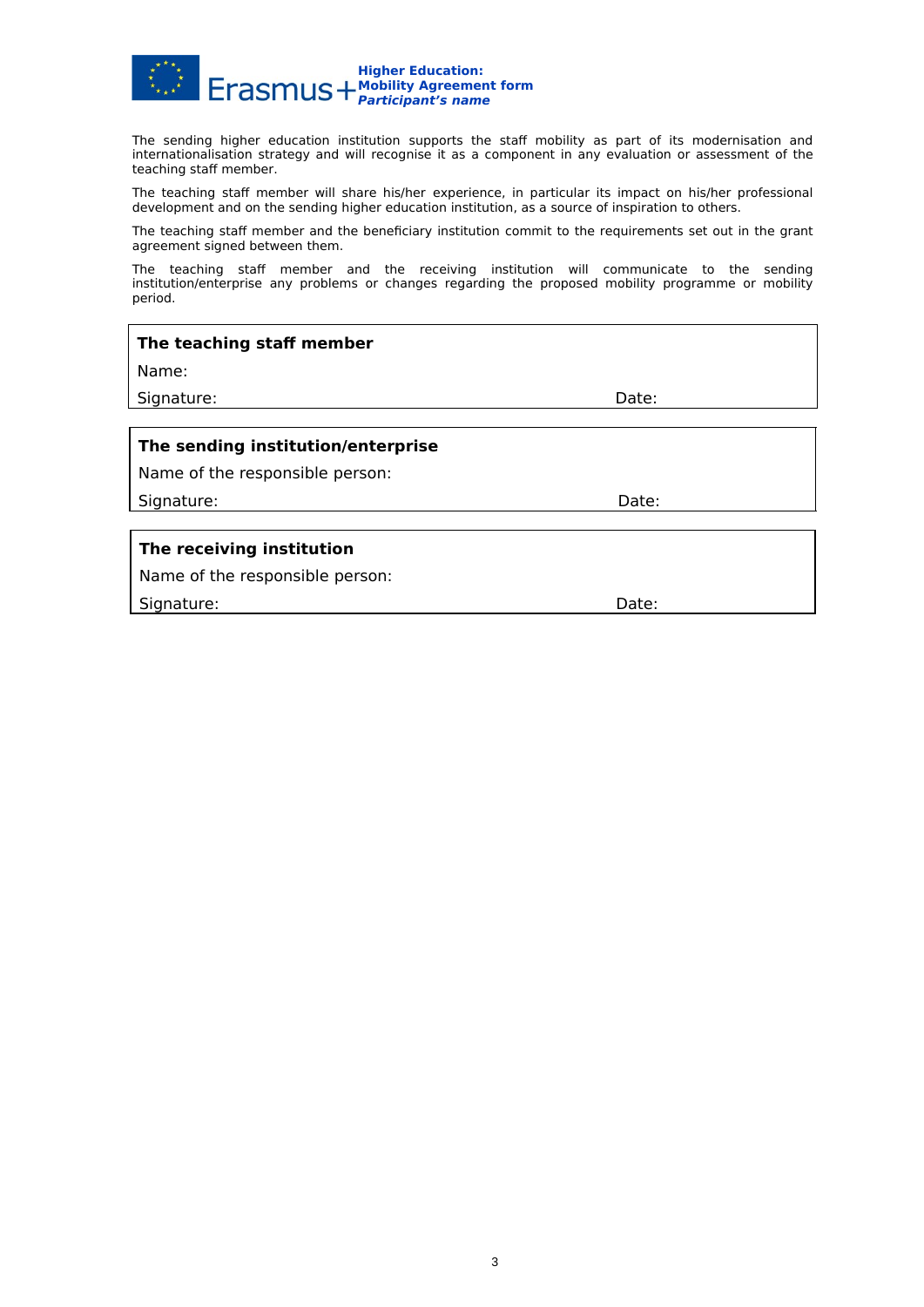The sending higher education institution supports the staff mobility as part of its modernisation and internationalisation strategy and will recognise it as a component in any evaluation or assessment of the teaching staff member.

The teaching staff member will share his/her experience, in particular its impact on his/her professional development and on the sending higher education institution, as a source of inspiration to others.

The teaching staff member and the beneficiary institution commit to the requirements set out in the grant agreement signed between them.

The teaching staff member and the receiving institution will communicate to the sending institution/enterprise any problems or changes regarding the proposed mobility programme or mobility period.

| **The teaching staff member** | |
|---|---|
| Name: | |
| Signature: | Date: |

| **The sending institution/enterprise** | |
|---|---|
| Name of the responsible person: | |
| Signature: | Date: |

| **The receiving institution** | |
|---|---|
| Name of the responsible person: | |
| Signature: | Date: |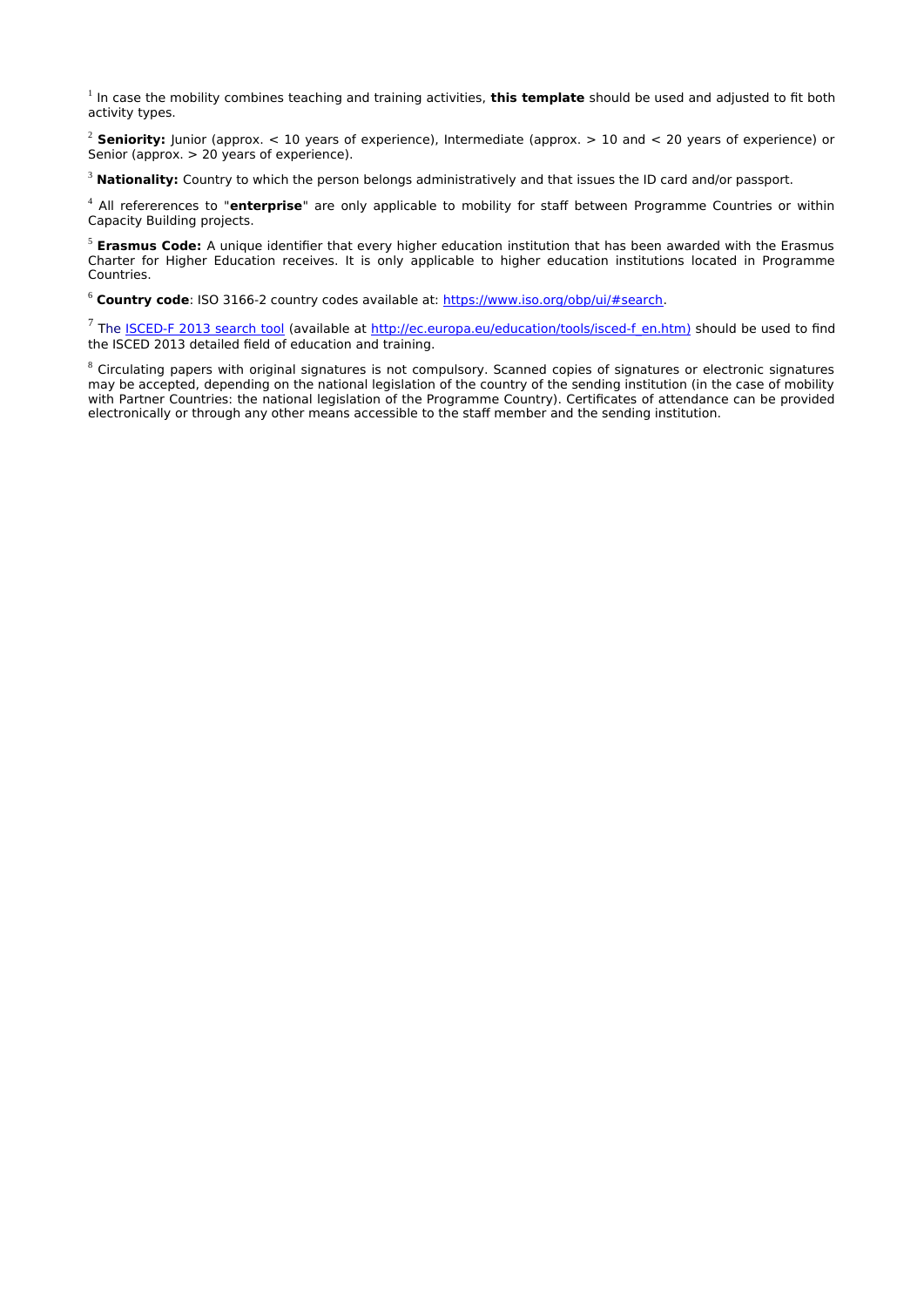[1] In case the mobility combines teaching and training activities, **this template** should be used and adjusted to fit both activity types.

[2] **Seniority:** Junior (approx. < 10 years of experience), Intermediate (approx. > 10 and < 20 years of experience) or Senior (approx. > 20 years of experience).

[3] **Nationality:** Country to which the person belongs administratively and that issues the ID card and/or passport.

[4] All refererences to "**enterprise**" are only applicable to mobility for staff between Programme Countries or within Capacity Building projects.

[5] **Erasmus Code:** A unique identifier that every higher education institution that has been awarded with the Erasmus Charter for Higher Education receives. It is only applicable to higher education institutions located in Programme Countries.

[6] **Country code**: ISO 3166-2 country codes available at: [https://www.iso.org/obp/ui/#search](https://www.iso.org/obp/ui/#search).

[7] The [ISCED-F 2013 search tool](http://ec.europa.eu/education/tools/isced-f_en.htm) (available at [http://ec.europa.eu/education/tools/isced-f_en.htm)](http://ec.europa.eu/education/tools/isced-f_en.htm) should be used to find the ISCED 2013 detailed field of education and training.

[8] Circulating papers with original signatures is not compulsory. Scanned copies of signatures or electronic signatures may be accepted, depending on the national legislation of the country of the sending institution (in the case of mobility with Partner Countries: the national legislation of the Programme Country). Certificates of attendance can be provided electronically or through any other means accessible to the staff member and the sending institution.